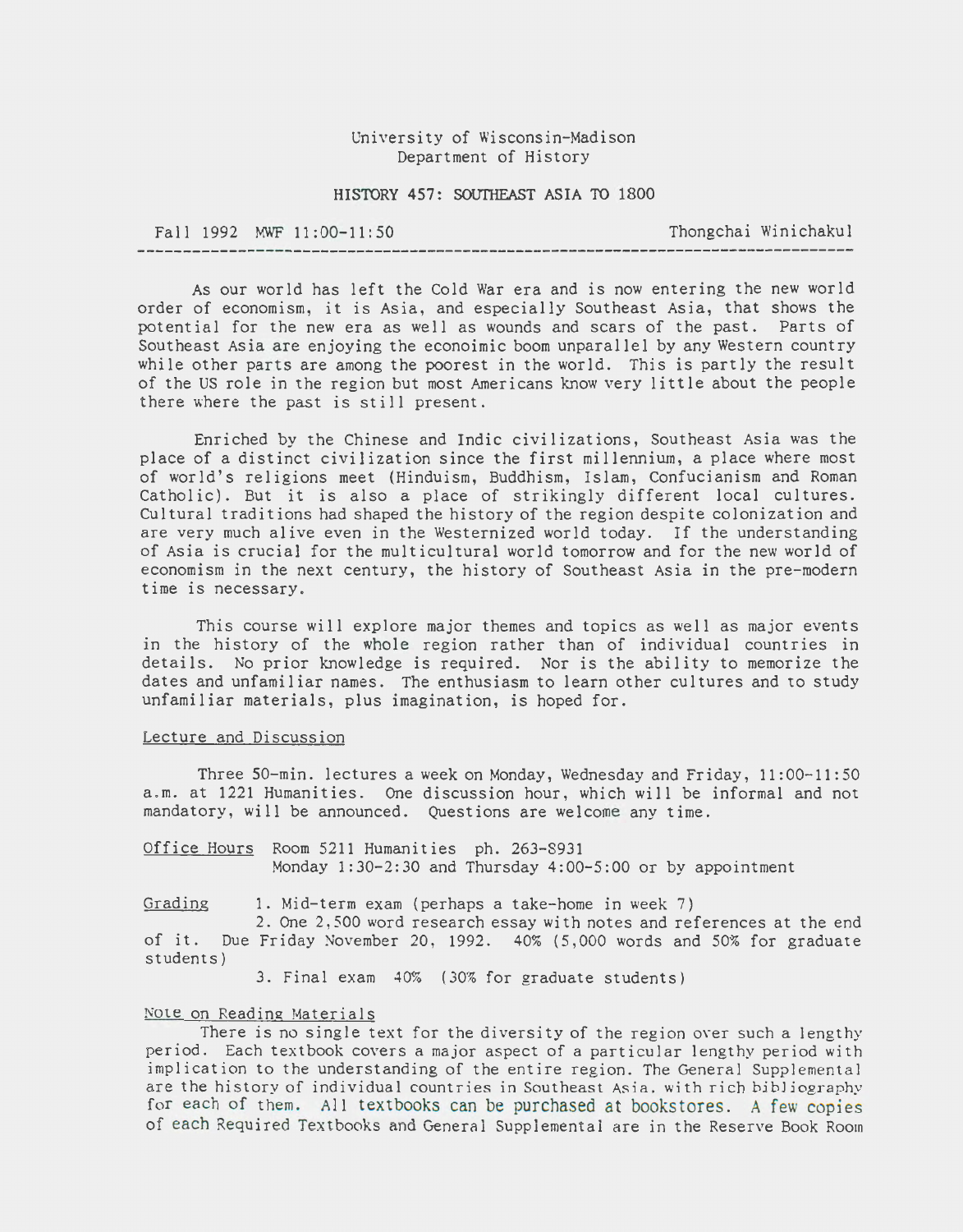University of Wisconsin-Madison
Department of History

# HISTORY 457: SOUTHEAST ASIA TO 1800

Fall 1992 MWF 11:00-11:50 Thongchai Winichakul

---

As our world has left the Cold War era and is now entering the new world order of economism, it is Asia, and especially Southeast Asia, that shows the potential for the new era as well as wounds and scars of the past. Parts of Southeast Asia are enjoying the econoimic boom unparallel by any Western country while other parts are among the poorest in the world. This is partly the result of the US role in the region but most Americans know very little about the people there where the past is still present.

Enriched by the Chinese and Indic civilizations, Southeast Asia was the place of a distinct civilization since the first millennium, a place where most of world's religions meet (Hinduism, Buddhism, Islam, Confucianism and Roman Catholic). But it is also a place of strikingly different local cultures. Cultural traditions had shaped the history of the region despite colonization and are very much alive even in the Westernized world today. If the understanding of Asia is crucial for the multicultural world tomorrow and for the new world of economism in the next century, the history of Southeast Asia in the pre-modern time is necessary.

This course will explore major themes and topics as well as major events in the history of the whole region rather than of individual countries in details. No prior knowledge is required. Nor is the ability to memorize the dates and unfamiliar names. The enthusiasm to learn other cultures and to study unfamiliar materials, plus imagination, is hoped for.

## Lecture and Discussion

Three 50-min. lectures a week on Monday, Wednesday and Friday, 11:00-11:50 a.m. at 1221 Humanities. One discussion hour, which will be informal and not mandatory, will be announced. Questions are welcome any time.

**Office Hours** Room 5211 Humanities ph. 263-8931
Monday 1:30-2:30 and Thursday 4:00-5:00 or by appointment

**Grading**
1. Mid-term exam (perhaps a take-home in week 7)
2. One 2,500 word research essay with notes and references at the end of it. Due Friday November 20, 1992. 40% (5,000 words and 50% for graduate students)
3. Final exam 40% (30% for graduate students)

## Note on Reading Materials

There is no single text for the diversity of the region over such a lengthy period. Each textbook covers a major aspect of a particular lengthy period with implication to the understanding of the entire region. The General Supplemental are the history of individual countries in Southeast Asia, with rich bibliography for each of them. All textbooks can be purchased at bookstores. A few copies of each Required Textbooks and General Supplemental are in the Reserve Book Room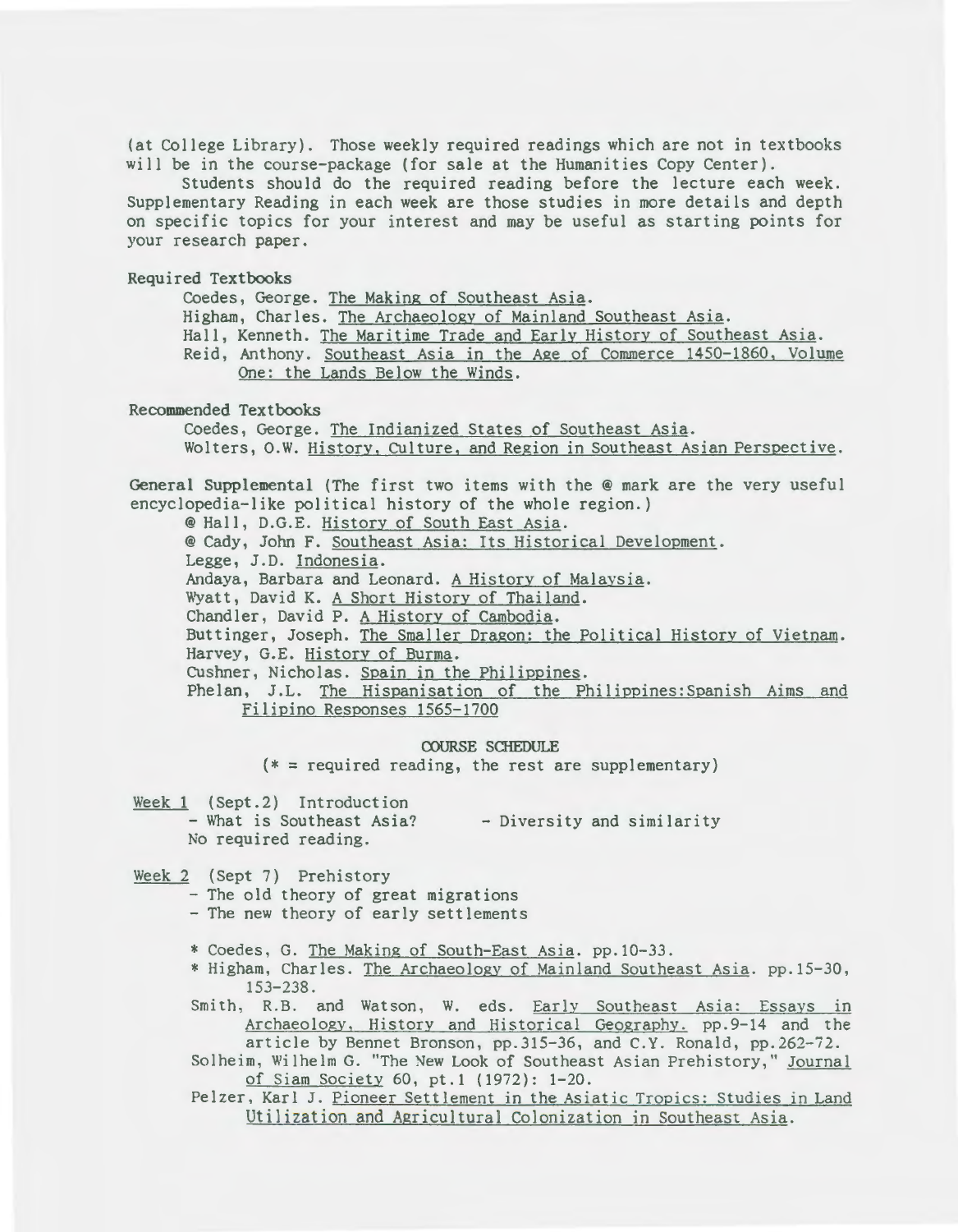(at College Library). Those weekly required readings which are not in textbooks will be in the course-package (for sale at the Humanities Copy Center).

Students should do the required reading before the lecture each week. Supplementary Reading in each week are those studies in more details and depth on specific topics for your interest and may be useful as starting points for your research paper.

Required Textbooks

- Coedes, George. The Making of Southeast Asia.
- Higham, Charles. The Archaeology of Mainland Southeast Asia.
- Hall, Kenneth. The Maritime Trade and Early History of Southeast Asia.
- Reid, Anthony. Southeast Asia in the Age of Commerce 1450-1860, Volume One: the Lands Below the Winds.

Recommended Textbooks

- Coedes, George. The Indianized States of Southeast Asia.
- Wolters, O.W. History, Culture, and Region in Southeast Asian Perspective.

General Supplemental (The first two items with the @ mark are the very useful encyclopedia-like political history of the whole region.)

- @ Hall, D.G.E. History of South East Asia.
- @ Cady, John F. Southeast Asia: Its Historical Development.
- Legge, J.D. Indonesia.
- Andaya, Barbara and Leonard. A History of Malaysia.
- Wyatt, David K. A Short History of Thailand.
- Chandler, David P. A History of Cambodia.
- Buttinger, Joseph. The Smaller Dragon: the Political History of Vietnam.
- Harvey, G.E. History of Burma.
- Cushner, Nicholas. Spain in the Philippines.
- Phelan, J.L. The Hispanisation of the Philippines:Spanish Aims and Filipino Responses 1565-1700

## COURSE SCHEDULE

(* = required reading, the rest are supplementary)

Week 1 (Sept.2) Introduction

- What is Southeast Asia?
- Diversity and similarity

No required reading.

Week 2 (Sept 7) Prehistory

- The old theory of great migrations
- The new theory of early settlements

\* Coedes, G. The Making of South-East Asia. pp.10-33.

\* Higham, Charles. The Archaeology of Mainland Southeast Asia. pp.15-30, 153-238.

Smith, R.B. and Watson, W. eds. Early Southeast Asia: Essays in Archaeology, History and Historical Geography. pp.9-14 and the article by Bennet Bronson, pp.315-36, and C.Y. Ronald, pp.262-72.

Solheim, Wilhelm G. "The New Look of Southeast Asian Prehistory," Journal of Siam Society 60, pt.1 (1972): 1-20.

Pelzer, Karl J. Pioneer Settlement in the Asiatic Tropics: Studies in Land Utilization and Agricultural Colonization in Southeast Asia.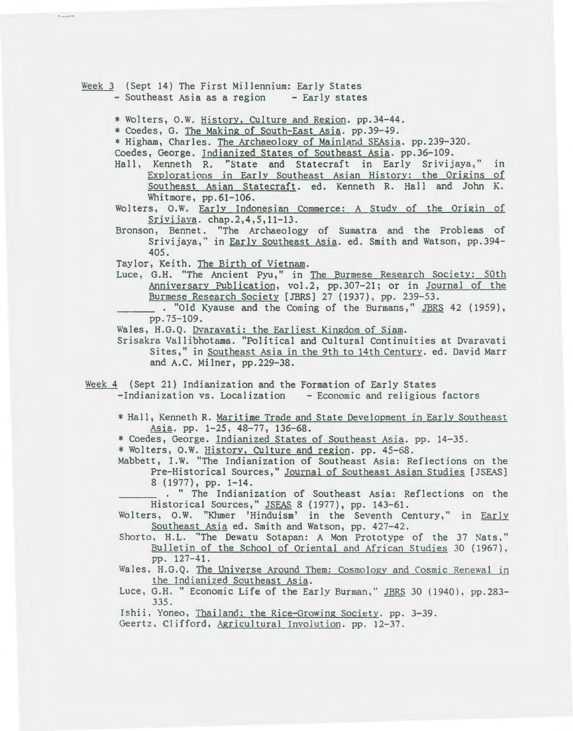Week 3 (Sept 14) The First Millennium: Early States
- Southeast Asia as a region - Early states

* Wolters, O.W. History, Culture and Region. pp.34-44.
* Coedes, G. The Making of South-East Asia. pp.39-49.
* Higham, Charles. The Archaeology of Mainland SEAsia. pp.239-320.

Coedes, George. Indianized States of Southeast Asia. pp.36-109.

Hall, Kenneth R. "State and Statecraft in Early Srivijaya," in Explorations in Early Southeast Asian History: the Origins of Southeast Asian Statecraft. ed. Kenneth R. Hall and John K. Whitmore, pp.61-106.

Wolters, O.W. Early Indonesian Commerce: A Study of the Origin of Srivijaya. chap.2,4,5,11-13.

Bronson, Bennet. "The Archaeology of Sumatra and the Problems of Srivijaya," in Early Southeast Asia. ed. Smith and Watson, pp.394-405.

Taylor, Keith. The Birth of Vietnam.

Luce, G.H. "The Ancient Pyu," in The Burmese Research Society: 50th Anniversary Publication, vol.2, pp.307-21; or in Journal of the Burmese Research Society [JBRS] 27 (1937), pp. 239-53.

_______ . "Old Kyause and the Coming of the Burmans," JBRS 42 (1959), pp.75-109.

Wales, H.G.Q. Dvaravati: the Earliest Kingdom of Siam.

Srisakra Vallibhotama. "Political and Cultural Continuities at Dvaravati Sites," in Southeast Asia in the 9th to 14th Century. ed. David Marr and A.C. Milner, pp.229-38.

Week 4 (Sept 21) Indianization and the Formation of Early States
-Indianization vs. Localization - Economic and religious factors

* Hall, Kenneth R. Maritime Trade and State Development in Early Southeast Asia. pp. 1-25, 48-77, 136-68.
* Coedes, George. Indianized States of Southeast Asia. pp. 14-35.
* Wolters, O.W. History, Culture and region. pp. 45-68.

Mabbett, I.W. "The Indianization of Southeast Asia: Reflections on the Pre-Historical Sources," Journal of Southeast Asian Studies [JSEAS] 8 (1977), pp. 1-14.

_______ . " The Indianization of Southeast Asia: Reflections on the Historical Sources," JSEAS 8 (1977), pp. 143-61.

Wolters, O.W. "Khmer 'Hinduism' in the Seventh Century," in Early Southeast Asia ed. Smith and Watson, pp. 427-42.

Shorto, H.L. "The Dewatu Sotapan: A Mon Prototype of the 37 Nats," Bulletin of the School of Oriental and African Studies 30 (1967), pp. 127-41.

Wales, H.G.Q. The Universe Around Them: Cosmology and Cosmic Renewal in the Indianized Southeast Asia.

Luce, G.H. " Economic Life of the Early Burman," JBRS 30 (1940), pp.283-335.

Ishii, Yoneo, Thailand: the Rice-Growing Society. pp. 3-39.

Geertz, Clifford, Agricultural Involution. pp. 12-37.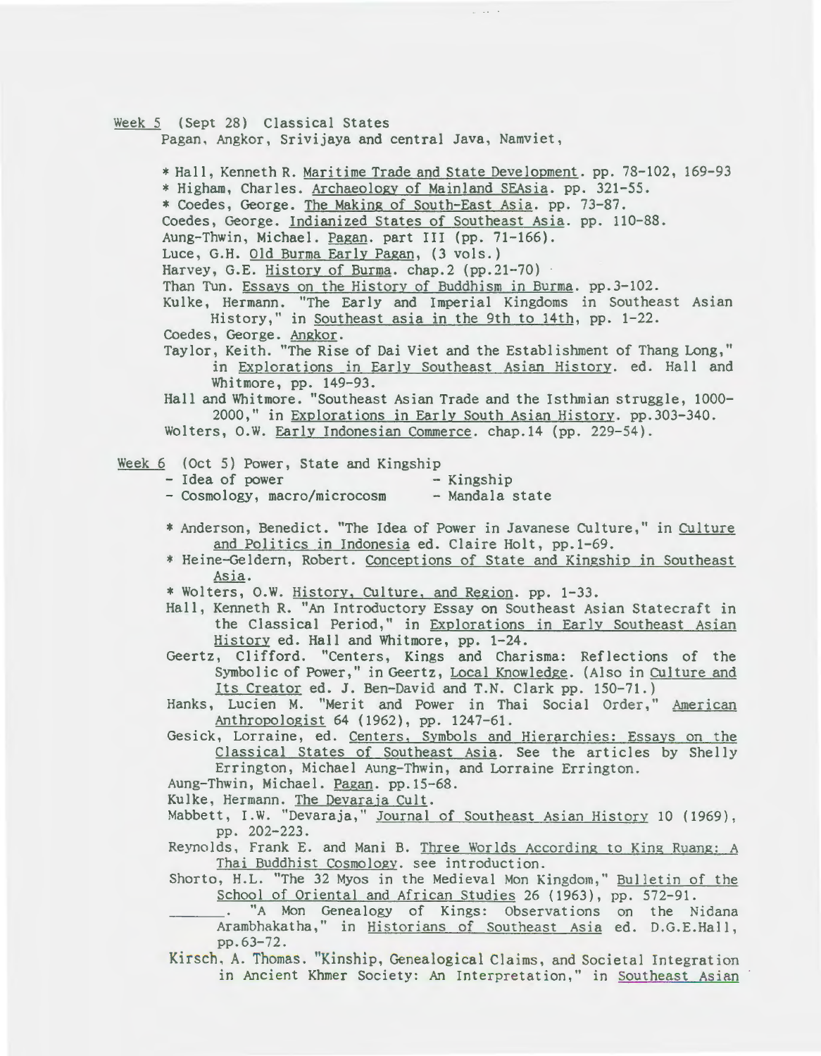<u>Week 5</u> (Sept 28) Classical States

Pagan, Angkor, Srivijaya and central Java, Namviet,

* Hall, Kenneth R. <u>Maritime Trade and State Development</u>. pp. 78-102, 169-93
* Higham, Charles. <u>Archaeology of Mainland SEAsia</u>. pp. 321-55.
* Coedes, George. <u>The Making of South-East Asia</u>. pp. 73-87.

Coedes, George. <u>Indianized States of Southeast Asia</u>. pp. 110-88.

Aung-Thwin, Michael. <u>Pagan</u>. part III (pp. 71-166).

Luce, G.H. <u>Old Burma Early Pagan</u>, (3 vols.)

Harvey, G.E. <u>History of Burma</u>. chap.2 (pp.21-70)

Than Tun. <u>Essays on the History of Buddhism in Burma</u>. pp.3-102.

Kulke, Hermann. "The Early and Imperial Kingdoms in Southeast Asian History," in <u>Southeast asia in the 9th to 14th</u>, pp. 1-22.

Coedes, George. <u>Angkor</u>.

Taylor, Keith. "The Rise of Dai Viet and the Establishment of Thang Long," in <u>Explorations in Early Southeast Asian History</u>. ed. Hall and Whitmore, pp. 149-93.

Hall and Whitmore. "Southeast Asian Trade and the Isthmian struggle, 1000-2000," in <u>Explorations in Early South Asian History</u>. pp.303-340.

Wolters, O.W. <u>Early Indonesian Commerce</u>. chap.14 (pp. 229-54).

<u>Week 6</u> (Oct 5) Power, State and Kingship

- Idea of power
- Kingship
- Cosmology, macro/microcosm
- Mandala state

* Anderson, Benedict. "The Idea of Power in Javanese Culture," in <u>Culture and Politics in Indonesia</u> ed. Claire Holt, pp.1-69.
* Heine-Geldern, Robert. <u>Conceptions of State and Kingship in Southeast Asia</u>.
* Wolters, O.W. <u>History, Culture, and Region</u>. pp. 1-33.

Hall, Kenneth R. "An Introductory Essay on Southeast Asian Statecraft in the Classical Period," in <u>Explorations in Early Southeast Asian History</u> ed. Hall and Whitmore, pp. 1-24.

Geertz, Clifford. "Centers, Kings and Charisma: Reflections of the Symbolic of Power," in Geertz, <u>Local Knowledge</u>. (Also in <u>Culture and Its Creator</u> ed. J. Ben-David and T.N. Clark pp. 150-71.)

Hanks, Lucien M. "Merit and Power in Thai Social Order," <u>American Anthropologist</u> 64 (1962), pp. 1247-61.

Gesick, Lorraine, ed. <u>Centers, Symbols and Hierarchies: Essays on the Classical States of Southeast Asia</u>. See the articles by Shelly Errington, Michael Aung-Thwin, and Lorraine Errington.

Aung-Thwin, Michael. <u>Pagan</u>. pp.15-68.

Kulke, Hermann. <u>The Devaraja Cult</u>.

Mabbett, I.W. "Devaraja," <u>Journal of Southeast Asian History</u> 10 (1969), pp. 202-223.

Reynolds, Frank E. and Mani B. <u>Three Worlds According to King Ruang: A Thai Buddhist Cosmology</u>. see introduction.

Shorto, H.L. "The 32 Myos in the Medieval Mon Kingdom," <u>Bulletin of the School of Oriental and African Studies</u> 26 (1963), pp. 572-91.

_______. "A Mon Genealogy of Kings: Observations on the Nidana Arambhakatha," in <u>Historians of Southeast Asia</u> ed. D.G.E.Hall, pp.63-72.

Kirsch, A. Thomas. "Kinship, Genealogical Claims, and Societal Integration in Ancient Khmer Society: An Interpretation," in <u>Southeast Asian</u>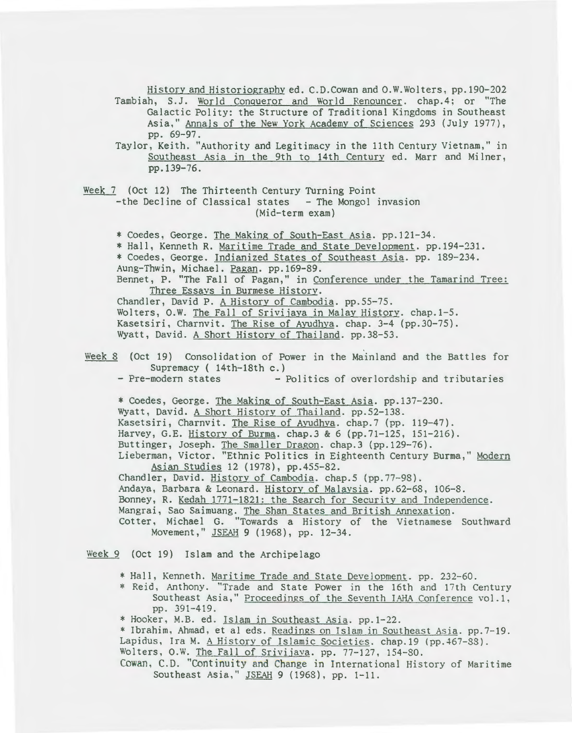History and Historiography ed. C.D.Cowan and O.W.Wolters, pp.190-202

Tambiah, S.J. World Conqueror and World Renouncer. chap.4; or "The Galactic Polity: the Structure of Traditional Kingdoms in Southeast Asia," Annals of the New York Academy of Sciences 293 (July 1977), pp. 69-97.

Taylor, Keith. "Authority and Legitimacy in the 11th Century Vietnam," in Southeast Asia in the 9th to 14th Century ed. Marr and Milner, pp.139-76.

Week 7 (Oct 12) The Thirteenth Century Turning Point
-the Decline of Classical states - The Mongol invasion
(Mid-term exam)

* Coedes, George. The Making of South-East Asia. pp.121-34.
* Hall, Kenneth R. Maritime Trade and State Development. pp.194-231.
* Coedes, George. Indianized States of Southeast Asia. pp. 189-234.
Aung-Thwin, Michael. Pagan. pp.169-89.
Bennet, P. "The Fall of Pagan," in Conference under the Tamarind Tree: Three Essays in Burmese History.
Chandler, David P. A History of Cambodia. pp.55-75.
Wolters, O.W. The Fall of Srivijaya in Malay History. chap.1-5.
Kasetsiri, Charnvit. The Rise of Ayudhya. chap. 3-4 (pp.30-75).
Wyatt, David. A Short History of Thailand. pp.38-53.

Week 8 (Oct 19) Consolidation of Power in the Mainland and the Battles for Supremacy ( 14th-18th c.)
- Pre-modern states - Politics of overlordship and tributaries

* Coedes, George. The Making of South-East Asia. pp.137-230.
Wyatt, David. A Short History of Thailand. pp.52-138.
Kasetsiri, Charnvit. The Rise of Ayudhya. chap.7 (pp. 119-47).
Harvey, G.E. History of Burma. chap.3 & 6 (pp.71-125, 151-216).
Buttinger, Joseph. The Smaller Dragon. chap.3 (pp.129-76).
Lieberman, Victor. "Ethnic Politics in Eighteenth Century Burma," Modern Asian Studies 12 (1978), pp.455-82.
Chandler, David. History of Cambodia. chap.5 (pp.77-98).
Andaya, Barbara & Leonard. History of Malaysia. pp.62-68, 106-8.
Bonney, R. Kedah 1771-1821: the Search for Security and Independence.
Mangrai, Sao Saimuang. The Shan States and British Annexation.
Cotter, Michael G. "Towards a History of the Vietnamese Southward Movement," JSEAH 9 (1968), pp. 12-34.

Week 9 (Oct 19) Islam and the Archipelago

* Hall, Kenneth. Maritime Trade and State Development. pp. 232-60.
* Reid, Anthony. "Trade and State Power in the 16th and 17th Century Southeast Asia," Proceedings of the Seventh IAHA Conference vol.1, pp. 391-419.
* Hooker, M.B. ed. Islam in Southeast Asia. pp.1-22.
* Ibrahim, Ahmad, et al eds. Readings on Islam in Southeast Asia. pp.7-19.
Lapidus, Ira M. A History of Islamic Societies. chap.19 (pp.467-88).
Wolters, O.W. The Fall of Srivijaya. pp. 77-127, 154-80.
Cowan, C.D. "Continuity and Change in International History of Maritime Southeast Asia," JSEAH 9 (1968), pp. 1-11.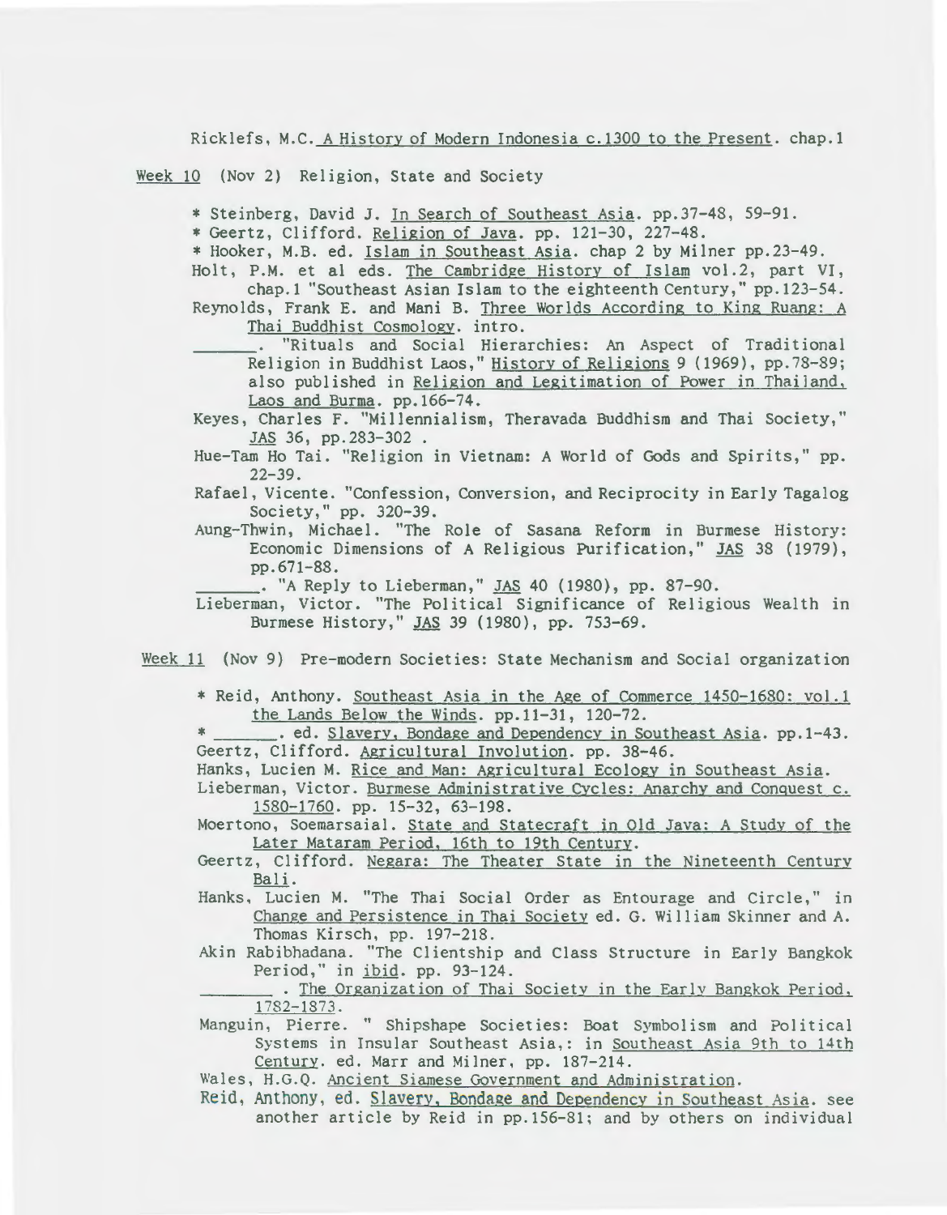Ricklefs, M.C. A History of Modern Indonesia c.1300 to the Present. chap.1

Week 10 (Nov 2) Religion, State and Society

- \* Steinberg, David J. In Search of Southeast Asia. pp.37-48, 59-91.
- \* Geertz, Clifford. Religion of Java. pp. 121-30, 227-48.
- \* Hooker, M.B. ed. Islam in Southeast Asia. chap 2 by Milner pp.23-49.
- Holt, P.M. et al eds. The Cambridge History of Islam vol.2, part VI, chap.1 "Southeast Asian Islam to the eighteenth Century," pp.123-54.
- Reynolds, Frank E. and Mani B. Three Worlds According to King Ruang: A Thai Buddhist Cosmology. intro.
- _______. "Rituals and Social Hierarchies: An Aspect of Traditional Religion in Buddhist Laos," History of Religions 9 (1969), pp.78-89; also published in Religion and Legitimation of Power in Thailand, Laos and Burma. pp.166-74.
- Keyes, Charles F. "Millennialism, Theravada Buddhism and Thai Society," JAS 36, pp.283-302 .
- Hue-Tam Ho Tai. "Religion in Vietnam: A World of Gods and Spirits," pp. 22-39.
- Rafael, Vicente. "Confession, Conversion, and Reciprocity in Early Tagalog Society," pp. 320-39.
- Aung-Thwin, Michael. "The Role of Sasana Reform in Burmese History: Economic Dimensions of A Religious Purification," JAS 38 (1979), pp.671-88.
- _______. "A Reply to Lieberman," JAS 40 (1980), pp. 87-90.
- Lieberman, Victor. "The Political Significance of Religious Wealth in Burmese History," JAS 39 (1980), pp. 753-69.

Week 11 (Nov 9) Pre-modern Societies: State Mechanism and Social organization

- \* Reid, Anthony. Southeast Asia in the Age of Commerce 1450-1680: vol.1 the Lands Below the Winds. pp.11-31, 120-72.
- \* _______. ed. Slavery, Bondage and Dependency in Southeast Asia. pp.1-43.
- Geertz, Clifford. Agricultural Involution. pp. 38-46.
- Hanks, Lucien M. Rice and Man: Agricultural Ecology in Southeast Asia.
- Lieberman, Victor. Burmese Administrative Cycles: Anarchy and Conquest c. 1580-1760. pp. 15-32, 63-198.
- Moertono, Soemarsaial. State and Statecraft in Old Java: A Study of the Later Mataram Period, 16th to 19th Century.
- Geertz, Clifford. Negara: The Theater State in the Nineteenth Century Bali.
- Hanks, Lucien M. "The Thai Social Order as Entourage and Circle," in Change and Persistence in Thai Society ed. G. William Skinner and A. Thomas Kirsch, pp. 197-218.
- Akin Rabibhadana. "The Clientship and Class Structure in Early Bangkok Period," in ibid. pp. 93-124.
- _______ . The Organization of Thai Society in the Early Bangkok Period, 1782-1873.
- Manguin, Pierre. " Shipshape Societies: Boat Symbolism and Political Systems in Insular Southeast Asia,: in Southeast Asia 9th to 14th Century. ed. Marr and Milner, pp. 187-214.
- Wales, H.G.Q. Ancient Siamese Government and Administration.
- Reid, Anthony, ed. Slavery, Bondage and Dependency in Southeast Asia. see another article by Reid in pp.156-81; and by others on individual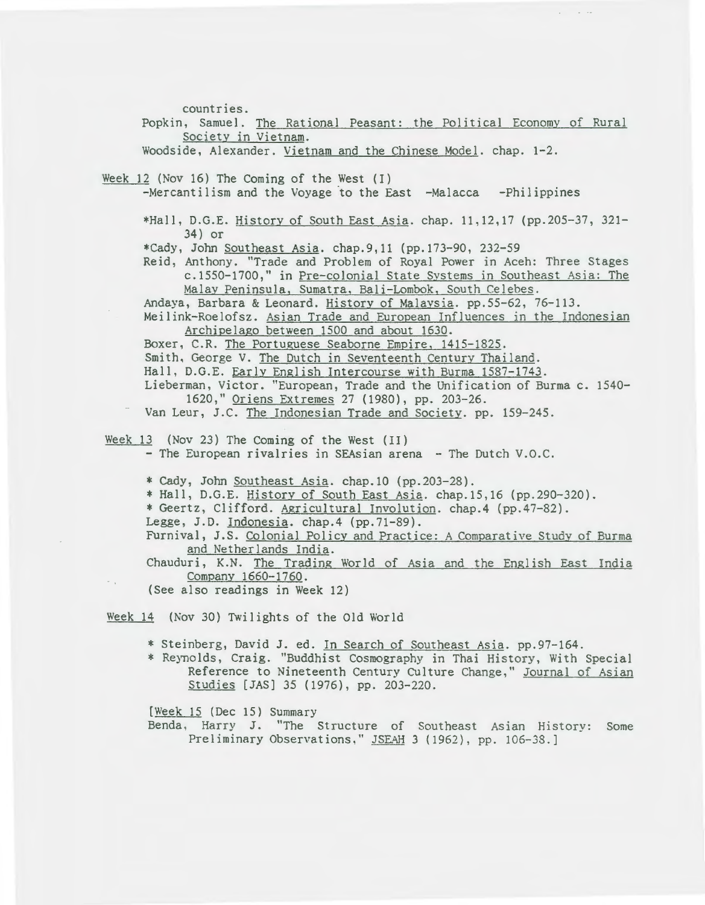countries.

Popkin, Samuel. The Rational Peasant: the Political Economy of Rural Society in Vietnam.

Woodside, Alexander. Vietnam and the Chinese Model. chap. 1-2.

Week 12 (Nov 16) The Coming of the West (I)

-Mercantilism and the Voyage to the East -Malacca -Philippines

*Hall, D.G.E. History of South East Asia. chap. 11,12,17 (pp.205-37, 321-34) or

*Cady, John Southeast Asia. chap.9,11 (pp.173-90, 232-59

Reid, Anthony. "Trade and Problem of Royal Power in Aceh: Three Stages c.1550-1700," in Pre-colonial State Systems in Southeast Asia: The Malay Peninsula, Sumatra, Bali-Lombok, South Celebes.

Andaya, Barbara & Leonard. History of Malaysia. pp.55-62, 76-113.

Meilink-Roelofsz. Asian Trade and European Influences in the Indonesian Archipelago between 1500 and about 1630.

Boxer, C.R. The Portuguese Seaborne Empire, 1415-1825.

Smith, George V. The Dutch in Seventeenth Century Thailand.

Hall, D.G.E. Early English Intercourse with Burma 1587-1743.

Lieberman, Victor. "European, Trade and the Unification of Burma c. 1540-1620," Oriens Extremes 27 (1980), pp. 203-26.

Van Leur, J.C. The Indonesian Trade and Society. pp. 159-245.

Week 13 (Nov 23) The Coming of the West (II)

- The European rivalries in SEAsian arena - The Dutch V.O.C.

* Cady, John Southeast Asia. chap.10 (pp.203-28).

* Hall, D.G.E. History of South East Asia. chap.15,16 (pp.290-320).

* Geertz, Clifford. Agricultural Involution. chap.4 (pp.47-82).

Legge, J.D. Indonesia. chap.4 (pp.71-89).

Furnival, J.S. Colonial Policy and Practice: A Comparative Study of Burma and Netherlands India.

Chauduri, K.N. The Trading World of Asia and the English East India Company 1660-1760.

(See also readings in Week 12)

Week 14 (Nov 30) Twilights of the Old World

* Steinberg, David J. ed. In Search of Southeast Asia. pp.97-164.

* Reynolds, Craig. "Buddhist Cosmography in Thai History, With Special Reference to Nineteenth Century Culture Change," Journal of Asian Studies [JAS] 35 (1976), pp. 203-220.

[Week 15 (Dec 15) Summary

Benda, Harry J. "The Structure of Southeast Asian History: Some Preliminary Observations," JSEAH 3 (1962), pp. 106-38.]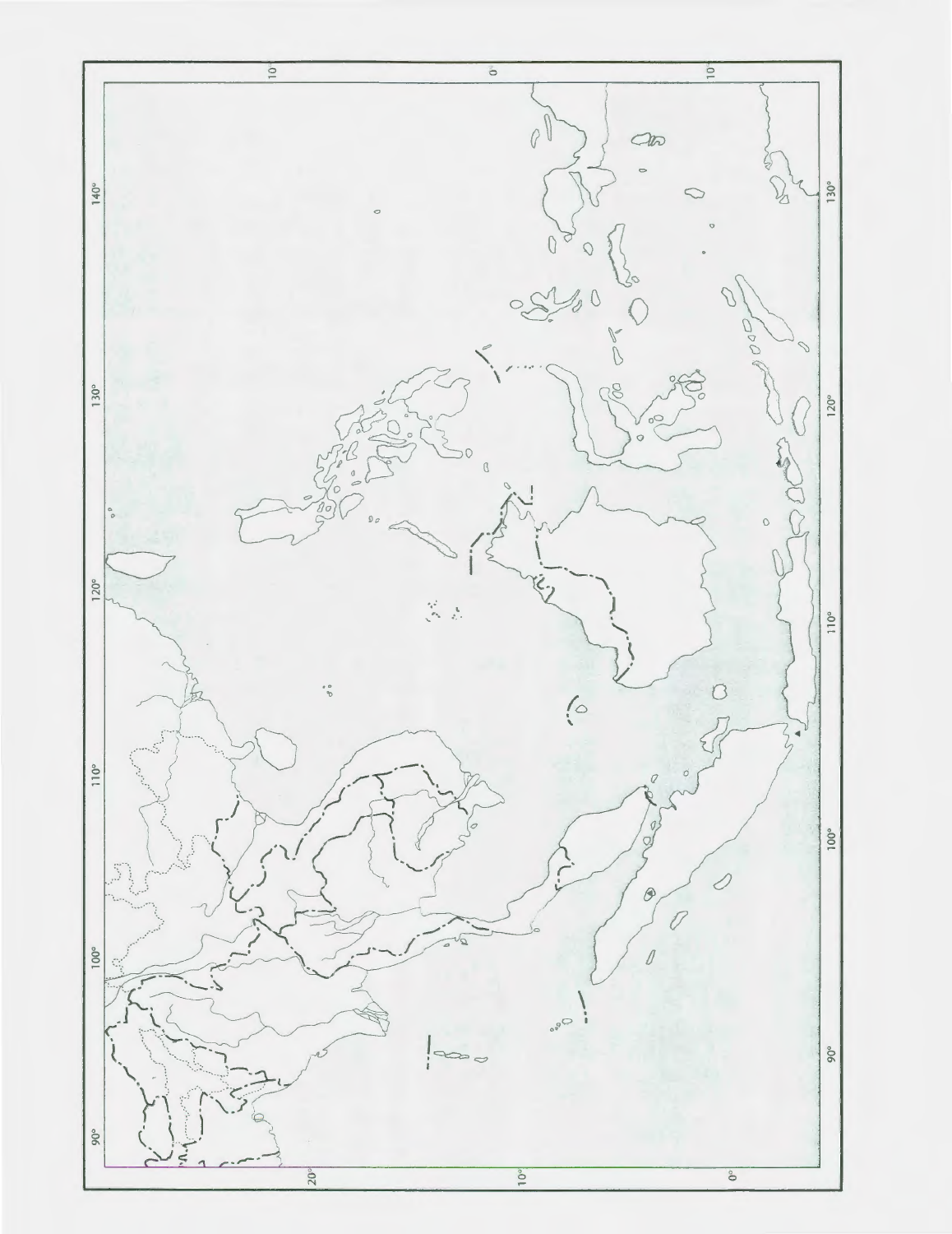90°
100°
110°
120°
130°
140°

10°
0°
10°

20°
10°
0°

90°
100°
110°
120°
130°